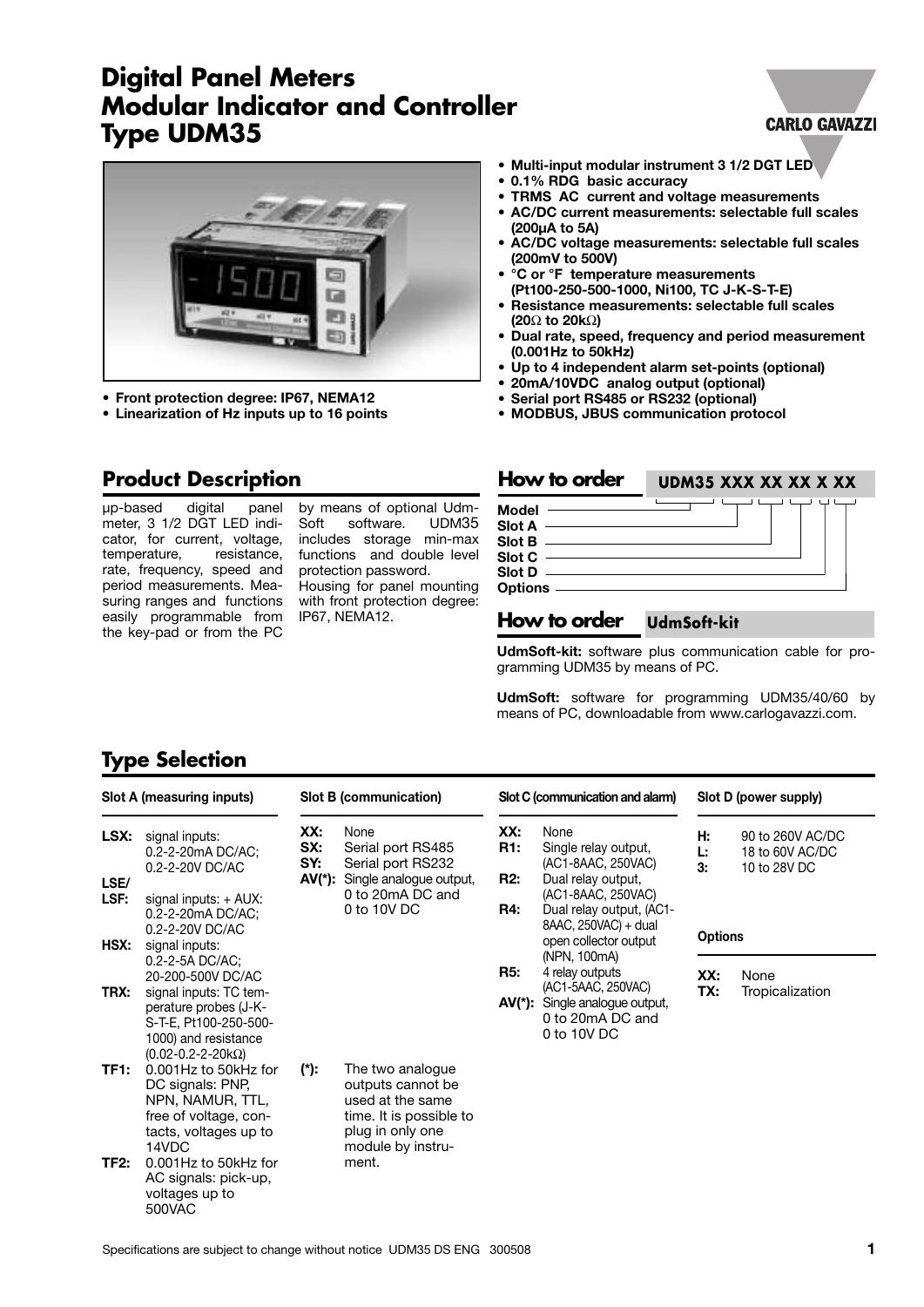# Digital Panel Meters
# Modular Indicator and Controller
# Type UDM35

CARLO GAVAZZI

- **Front protection degree: IP67, NEMA12**
- **Linearization of Hz inputs up to 16 points**

- **Multi-input modular instrument 3 1/2 DGT LED**
- **0.1% RDG basic accuracy**
- **TRMS AC current and voltage measurements**
- **AC/DC current measurements: selectable full scales (200µA to 5A)**
- **AC/DC voltage measurements: selectable full scales (200mV to 500V)**
- **°C or °F temperature measurements (Pt100-250-500-1000, Ni100, TC J-K-S-T-E)**
- **Resistance measurements: selectable full scales (20Ω to 20kΩ)**
- **Dual rate, speed, frequency and period measurement (0.001Hz to 50kHz)**
- **Up to 4 independent alarm set-points (optional)**
- **20mA/10VDC analog output (optional)**
- **Serial port RS485 or RS232 (optional)**
- **MODBUS, JBUS communication protocol**

## Product Description

µp-based digital panel meter, 3 1/2 DGT LED indicator, for current, voltage, temperature, resistance, rate, frequency, speed and period measurements. Measuring ranges and functions easily programmable from the key-pad or from the PC by means of optional Udm-Soft software. UDM35 includes storage min-max functions and double level protection password. Housing for panel mounting with front protection degree: IP67, NEMA12.

## How to order UDM35 XXX XX XX X XX

- Model
- Slot A
- Slot B
- Slot C
- Slot D
- Options

## How to order UdmSoft-kit

**UdmSoft-kit:** software plus communication cable for programming UDM35 by means of PC.

**UdmSoft:** software for programming UDM35/40/60 by means of PC, downloadable from www.carlogavazzi.com.

## Type Selection

**Slot A (measuring inputs)**

| | |
|---|---|
| **LSX:** | signal inputs: 0.2-2-20mA DC/AC; 0.2-2-20V DC/AC |
| **LSE/ LSF:** | signal inputs: + AUX: 0.2-2-20mA DC/AC; 0.2-2-20V DC/AC |
| **HSX:** | signal inputs: 0.2-2-5A DC/AC; 20-200-500V DC/AC |
| **TRX:** | signal inputs: TC temperature probes (J-K-S-T-E, Pt100-250-500-1000) and resistance (0.02-0.2-2-20kΩ) |
| **TF1:** | 0.001Hz to 50kHz for DC signals: PNP, NPN, NAMUR, TTL, free of voltage, contacts, voltages up to 14VDC |
| **TF2:** | 0.001Hz to 50kHz for AC signals: pick-up, voltages up to 500VAC |

**Slot B (communication)**

| | |
|---|---|
| **XX:** | None |
| **SX:** | Serial port RS485 |
| **SY:** | Serial port RS232 |
| **AV(*):** | Single analogue output, 0 to 20mA DC and 0 to 10V DC |
| **(*):** | The two analogue outputs cannot be used at the same time. It is possible to plug in only one module by instrument. |

**Slot C (communication and alarm)**

| | |
|---|---|
| **XX:** | None |
| **R1:** | Single relay output, (AC1-8AAC, 250VAC) |
| **R2:** | Dual relay output, (AC1-8AAC, 250VAC) |
| **R4:** | Dual relay output, (AC1-8AAC, 250VAC) + dual open collector output (NPN, 100mA) |
| **R5:** | 4 relay outputs (AC1-5AAC, 250VAC) |
| **AV(*):** | Single analogue output, 0 to 20mA DC and 0 to 10V DC |

**Slot D (power supply)**

| | |
|---|---|
| **H:** | 90 to 260V AC/DC |
| **L:** | 18 to 60V AC/DC |
| **3:** | 10 to 28V DC |

**Options**

| | |
|---|---|
| **XX:** | None |
| **TX:** | Tropicalization |

Specifications are subject to change without notice UDM35 DS ENG 300508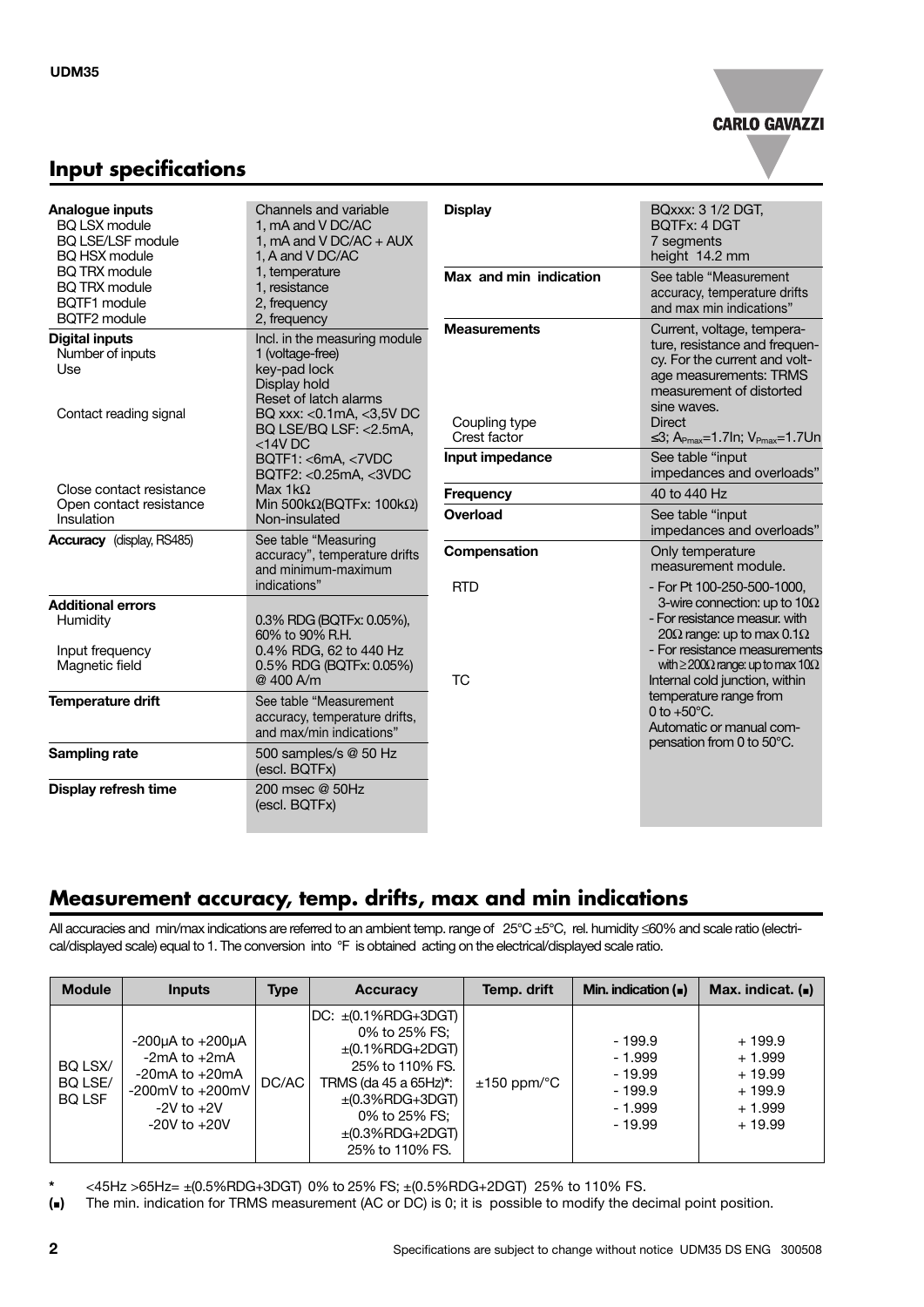## Input specifications

| | |
|---|---|
| **Analogue inputs** | Channels and variable |
| BQ LSX module | 1, mA and V DC/AC |
| BQ LSE/LSF module | 1, mA and V DC/AC + AUX |
| BQ HSX module | 1, A and V DC/AC |
| BQ TRX module | 1, temperature |
| BQ TRX module | 1, resistance |
| BQTF1 module | 2, frequency |
| BQTF2 module | 2, frequency |
| **Digital inputs** | Incl. in the measuring module |
| Number of inputs | 1 (voltage-free) |
| Use | key-pad lock<br>Display hold<br>Reset of latch alarms |
| Contact reading signal | BQ xxx: <0.1mA, <3,5V DC<br>BQ LSE/BQ LSF: <2.5mA, <14V DC<br>BQTF1: <6mA, <7VDC<br>BQTF2: <0.25mA, <3VDC |
| Close contact resistance | Max 1kΩ |
| Open contact resistance | Min 500kΩ(BQTFx: 100kΩ) |
| Insulation | Non-insulated |
| **Accuracy** (display, RS485) | See table "Measuring accuracy", temperature drifts and minimum-maximum indications" |
| **Additional errors** | |
| Humidity | 0.3% RDG (BQTFx: 0.05%), 60% to 90% R.H. |
| Input frequency | 0.4% RDG, 62 to 440 Hz |
| Magnetic field | 0.5% RDG (BQTFx: 0.05%) @ 400 A/m |
| **Temperature drift** | See table "Measurement accuracy, temperature drifts, and max/min indications" |
| **Sampling rate** | 500 samples/s @ 50 Hz (escl. BQTFx) |
| **Display refresh time** | 200 msec @ 50Hz (escl. BQTFx) |
| **Display** | BQxxx: 3 1/2 DGT,<br>BQTFx: 4 DGT<br>7 segments<br>height 14.2 mm |
| **Max and min indication** | See table "Measurement accuracy, temperature drifts and max min indications" |
| **Measurements** | Current, voltage, temperature, resistance and frequency. For the current and voltage measurements: TRMS measurement of distorted sine waves. |
| Coupling type | Direct |
| Crest factor | ≤3; $A_{Pmax}$=1.7In; $V_{Pmax}$=1.7Un |
| **Input impedance** | See table "input impedances and overloads" |
| **Frequency** | 40 to 440 Hz |
| **Overload** | See table "input impedances and overloads" |
| **Compensation** | Only temperature measurement module. |
| RTD | - For Pt 100-250-500-1000, 3-wire connection: up to 10Ω<br>- For resistance measur. with 20Ω range: up to max 0.1Ω<br>- For resistance measurements with ≥200Ω range: up to max 10Ω |
| TC | Internal cold junction, within temperature range from 0 to +50°C.<br>Automatic or manual compensation from 0 to 50°C. |

## Measurement accuracy, temp. drifts, max and min indications

All accuracies and min/max indications are referred to an ambient temp. range of 25°C ±5°C, rel. humidity ≤60% and scale ratio (electrical/displayed scale) equal to 1. The conversion into °F is obtained acting on the electrical/displayed scale ratio.

| Module | Inputs | Type | Accuracy | Temp. drift | Min. indication (■) | Max. indicat. (■) |
|---|---|---|---|---|---|---|
| BQ LSX/<br>BQ LSE/<br>BQ LSF | -200µA to +200µA<br>-2mA to +2mA<br>-20mA to +20mA<br>-200mV to +200mV<br>-2V to +2V<br>-20V to +20V | DC/AC | DC: ±(0.1%RDG+3DGT) 0% to 25% FS;<br>±(0.1%RDG+2DGT) 25% to 110% FS.<br>TRMS (da 45 a 65Hz)*: ±(0.3%RDG+3DGT) 0% to 25% FS;<br>±(0.3%RDG+2DGT) 25% to 110% FS. | ±150 ppm/°C | - 199.9<br>- 1.999<br>- 19.99<br>- 199.9<br>- 1.999<br>- 19.99 | + 199.9<br>+ 1.999<br>+ 19.99<br>+ 199.9<br>+ 1.999<br>+ 19.99 |

\* <45Hz >65Hz= ±(0.5%RDG+3DGT) 0% to 25% FS; ±(0.5%RDG+2DGT) 25% to 110% FS.

(■) The min. indication for TRMS measurement (AC or DC) is 0; it is possible to modify the decimal point position.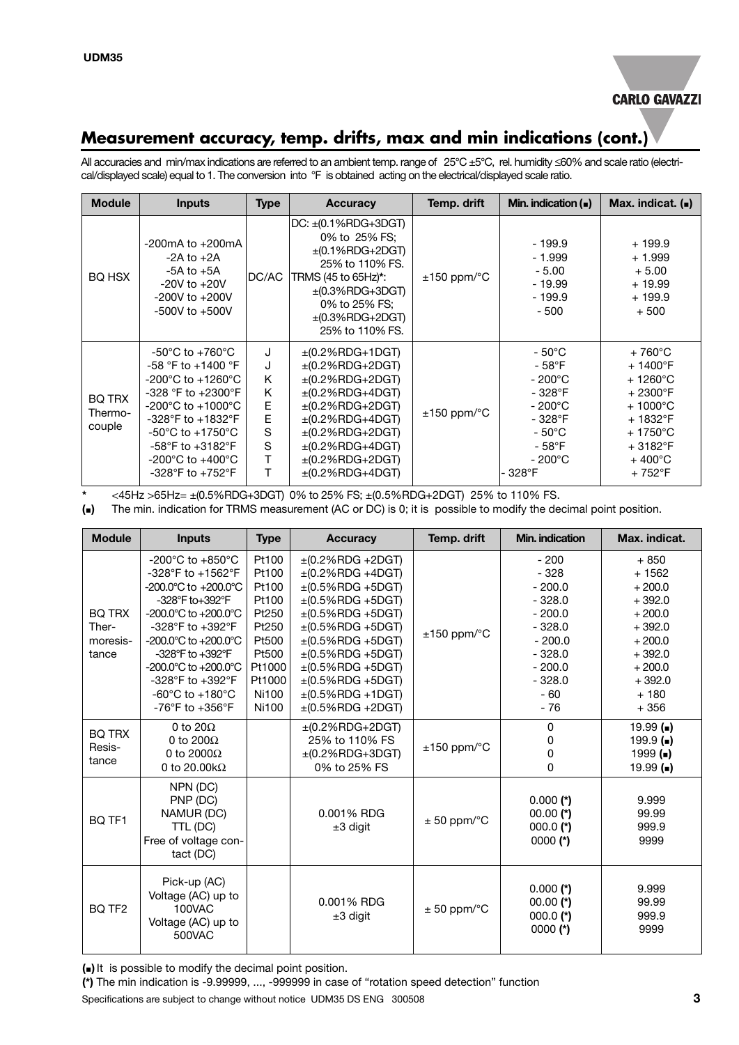## Measurement accuracy, temp. drifts, max and min indications (cont.)

All accuracies and min/max indications are referred to an ambient temp. range of 25°C ±5°C, rel. humidity ≤60% and scale ratio (electrical/displayed scale) equal to 1. The conversion into °F is obtained acting on the electrical/displayed scale ratio.

| Module | Inputs | Type | Accuracy | Temp. drift | Min. indication (■) | Max. indicat. (■) |
|---|---|---|---|---|---|---|
| BQ HSX | -200mA to +200mA<br>-2A to +2A<br>-5A to +5A<br>-20V to +20V<br>-200V to +200V<br>-500V to +500V | DC/AC | DC: ±(0.1%RDG+3DGT) 0% to 25% FS;<br>±(0.1%RDG+2DGT) 25% to 110% FS.<br>TRMS (45 to 65Hz)*: ±(0.3%RDG+3DGT) 0% to 25% FS;<br>±(0.3%RDG+2DGT) 25% to 110% FS. | ±150 ppm/°C | - 199.9<br>- 1.999<br>- 5.00<br>- 19.99<br>- 199.9<br>- 500 | + 199.9<br>+ 1.999<br>+ 5.00<br>+ 19.99<br>+ 199.9<br>+ 500 |
| BQ TRX Thermo-couple | -50°C to +760°C<br>-58 °F to +1400 °F<br>-200°C to +1260°C<br>-328 °F to +2300°F<br>-200°C to +1000°C<br>-328°F to +1832°F<br>-50°C to +1750°C<br>-58°F to +3182°F<br>-200°C to +400°C<br>-328°F to +752°F | J<br>J<br>K<br>K<br>E<br>E<br>S<br>S<br>T<br>T | ±(0.2%RDG+1DGT)<br>±(0.2%RDG+2DGT)<br>±(0.2%RDG+2DGT)<br>±(0.2%RDG+4DGT)<br>±(0.2%RDG+2DGT)<br>±(0.2%RDG+4DGT)<br>±(0.2%RDG+2DGT)<br>±(0.2%RDG+4DGT)<br>±(0.2%RDG+2DGT)<br>±(0.2%RDG+4DGT) | ±150 ppm/°C | - 50°C<br>- 58°F<br>- 200°C<br>- 328°F<br>- 200°C<br>- 328°F<br>- 50°C<br>- 58°F<br>- 200°C<br>- 328°F | + 760°C<br>+ 1400°F<br>+ 1260°C<br>+ 2300°F<br>+ 1000°C<br>+ 1832°F<br>+ 1750°C<br>+ 3182°F<br>+ 400°C<br>+ 752°F |

\* <45Hz >65Hz= ±(0.5%RDG+3DGT) 0% to 25% FS; ±(0.5%RDG+2DGT) 25% to 110% FS.

(■) The min. indication for TRMS measurement (AC or DC) is 0; it is possible to modify the decimal point position.

| Module | Inputs | Type | Accuracy | Temp. drift | Min. indication | Max. indicat. |
|---|---|---|---|---|---|---|
| BQ TRX Ther-moresis-tance | -200°C to +850°C<br>-328°F to +1562°F<br>-200.0°C to +200.0°C<br>-328°F to+392°F<br>-200.0°C to +200.0°C<br>-328°F to +392°F<br>-200.0°C to +200.0°C<br>-328°F to +392°F<br>-200.0°C to +200.0°C<br>-328°F to +392°F<br>-60°C to +180°C<br>-76°F to +356°F | Pt100<br>Pt100<br>Pt100<br>Pt100<br>Pt250<br>Pt250<br>Pt500<br>Pt500<br>Pt1000<br>Pt1000<br>Ni100<br>Ni100 | ±(0.2%RDG +2DGT)<br>±(0.2%RDG +4DGT)<br>±(0.5%RDG +5DGT)<br>±(0.5%RDG +5DGT)<br>±(0.5%RDG +5DGT)<br>±(0.5%RDG +5DGT)<br>±(0.5%RDG +5DGT)<br>±(0.5%RDG +5DGT)<br>±(0.5%RDG +5DGT)<br>±(0.5%RDG +5DGT)<br>±(0.5%RDG +1DGT)<br>±(0.5%RDG +2DGT) | ±150 ppm/°C | - 200<br>- 328<br>- 200.0<br>- 328.0<br>- 200.0<br>- 328.0<br>- 200.0<br>- 328.0<br>- 200.0<br>- 328.0<br>- 60<br>- 76 | + 850<br>+ 1562<br>+ 200.0<br>+ 392.0<br>+ 200.0<br>+ 392.0<br>+ 200.0<br>+ 392.0<br>+ 200.0<br>+ 392.0<br>+ 180<br>+ 356 |
| BQ TRX Resis-tance | 0 to 20Ω<br>0 to 200Ω<br>0 to 2000Ω<br>0 to 20.00kΩ | | ±(0.2%RDG+2DGT) 25% to 110% FS<br>±(0.2%RDG+3DGT) 0% to 25% FS | ±150 ppm/°C | 0<br>0<br>0<br>0 | 19.99 (■)<br>199.9 (■)<br>1999 (■)<br>19.99 (■) |
| BQ TF1 | NPN (DC)<br>PNP (DC)<br>NAMUR (DC)<br>TTL (DC)<br>Free of voltage contact (DC) | | 0.001% RDG ±3 digit | ± 50 ppm/°C | 0.000 (*)<br>00.00 (*)<br>000.0 (*)<br>0000 (*) | 9.999<br>99.99<br>999.9<br>9999 |
| BQ TF2 | Pick-up (AC)<br>Voltage (AC) up to 100VAC<br>Voltage (AC) up to 500VAC | | 0.001% RDG ±3 digit | ± 50 ppm/°C | 0.000 (*)<br>00.00 (*)<br>000.0 (*)<br>0000 (*) | 9.999<br>99.99<br>999.9<br>9999 |

(■) It is possible to modify the decimal point position.

(*) The min indication is -9.99999, ..., -999999 in case of "rotation speed detection" function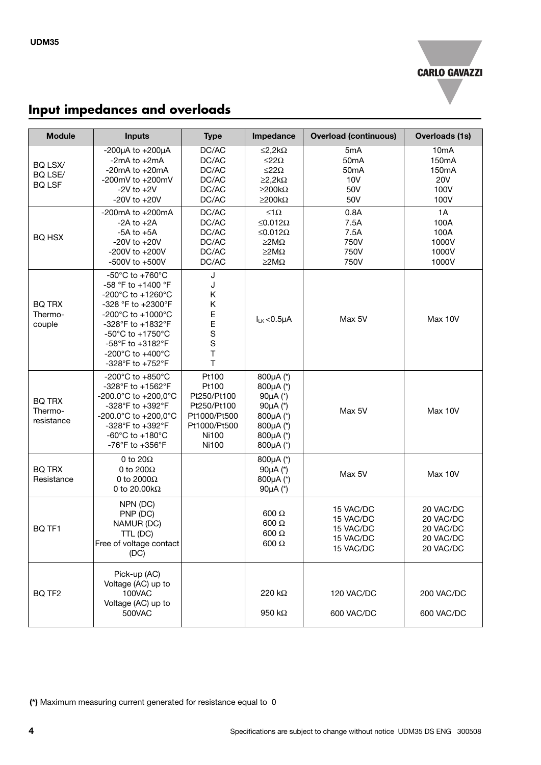## Input impedances and overloads

| Module | Inputs | Type | Impedance | Overload (continuous) | Overloads (1s) |
|---|---|---|---|---|---|
| BQ LSX/ BQ LSE/ BQ LSF | -200µA to +200µA<br>-2mA to +2mA<br>-20mA to +20mA<br>-200mV to +200mV<br>-2V to +2V<br>-20V to +20V | DC/AC<br>DC/AC<br>DC/AC<br>DC/AC<br>DC/AC<br>DC/AC | ≤2,2kΩ<br>≤22Ω<br>≤22Ω<br>≥2,2kΩ<br>≥200kΩ<br>≥200kΩ | 5mA<br>50mA<br>50mA<br>10V<br>50V<br>50V | 10mA<br>150mA<br>150mA<br>20V<br>100V<br>100V |
| BQ HSX | -200mA to +200mA<br>-2A to +2A<br>-5A to +5A<br>-20V to +20V<br>-200V to +200V<br>-500V to +500V | DC/AC<br>DC/AC<br>DC/AC<br>DC/AC<br>DC/AC<br>DC/AC | ≤1Ω<br>≤0.012Ω<br>≤0.012Ω<br>≥2MΩ<br>≥2MΩ<br>≥2MΩ | 0.8A<br>7.5A<br>7.5A<br>750V<br>750V<br>750V | 1A<br>100A<br>100A<br>1000V<br>1000V<br>1000V |
| BQ TRX Thermo-couple | -50°C to +760°C<br>-58 °F to +1400 °F<br>-200°C to +1260°C<br>-328 °F to +2300°F<br>-200°C to +1000°C<br>-328°F to +1832°F<br>-50°C to +1750°C<br>-58°F to +3182°F<br>-200°C to +400°C<br>-328°F to +752°F | J<br>J<br>K<br>K<br>E<br>E<br>S<br>S<br>T<br>T | $I_{LK}$ <0.5µA | Max 5V | Max 10V |
| BQ TRX Thermo-resistance | -200°C to +850°C<br>-328°F to +1562°F<br>-200.0°C to +200,0°C<br>-328°F to +392°F<br>-200.0°C to +200,0°C<br>-328°F to +392°F<br>-60°C to +180°C<br>-76°F to +356°F | Pt100<br>Pt100<br>Pt250/Pt100<br>Pt250/Pt100<br>Pt1000/Pt500<br>Pt1000/Pt500<br>Ni100<br>Ni100 | 800µA (*)<br>800µA (*)<br>90µA (*)<br>90µA (*)<br>800µA (*)<br>800µA (*)<br>800µA (*)<br>800µA (*) | Max 5V | Max 10V |
| BQ TRX Resistance | 0 to 20Ω<br>0 to 200Ω<br>0 to 2000Ω<br>0 to 20.00kΩ | | 800µA (*)<br>90µA (*)<br>800µA (*)<br>90µA (*) | Max 5V | Max 10V |
| BQ TF1 | NPN (DC)<br>PNP (DC)<br>NAMUR (DC)<br>TTL (DC)<br>Free of voltage contact (DC) | | 600 Ω<br>600 Ω<br>600 Ω<br>600 Ω | 15 VAC/DC<br>15 VAC/DC<br>15 VAC/DC<br>15 VAC/DC<br>15 VAC/DC | 20 VAC/DC<br>20 VAC/DC<br>20 VAC/DC<br>20 VAC/DC<br>20 VAC/DC |
| BQ TF2 | Pick-up (AC)<br>Voltage (AC) up to 100VAC<br>Voltage (AC) up to 500VAC | | 220 kΩ<br>950 kΩ | 120 VAC/DC<br>600 VAC/DC | 200 VAC/DC<br>600 VAC/DC |

**(*)** Maximum measuring current generated for resistance equal to 0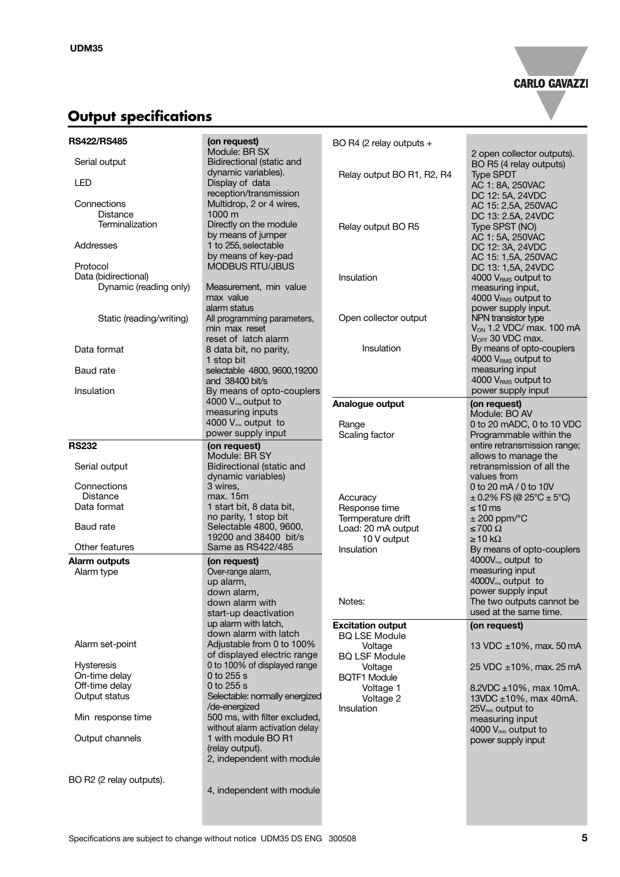## Output specifications

| | |
|---|---|
| **RS422/RS485** | **(on request)** Module: BR SX |
| Serial output | Bidirectional (static and dynamic variables). |
| LED | Display of data reception/transmission |
| Connections | Multidrop, 2 or 4 wires, |
| Distance | 1000 m |
| Terminalization | Directly on the module by means of jumper |
| Addresses | 1 to 255, selectable by means of key-pad |
| Protocol | MODBUS RTU/JBUS |
| Data (bidirectional) | |
| Dynamic (reading only) | Measurement, min value max value alarm status |
| Static (reading/writing) | All programming parameters, min max reset reset of latch alarm |
| Data format | 8 data bit, no parity, 1 stop bit |
| Baud rate | selectable 4800, 9600,19200 and 38400 bit/s |
| Insulation | By means of opto-couplers 4000 $V_{rms}$ output to measuring inputs 4000 $V_{rms}$ output to power supply input |

| | |
|---|---|
| **RS232** | **(on request)** Module: BR SY |
| Serial output | Bidirectional (static and dynamic variables) |
| Connections | 3 wires, |
| Distance | max. 15m |
| Data format | 1 start bit, 8 data bit, no parity, 1 stop bit |
| Baud rate | Selectable 4800, 9600, 19200 and 38400 bit/s |
| Other features | Same as RS422/485 |

| | |
|---|---|
| **Alarm outputs** | **(on request)** |
| Alarm type | Over-range alarm, up alarm, down alarm, down alarm with start-up deactivation up alarm with latch, down alarm with latch |
| Alarm set-point | Adjustable from 0 to 100% of displayed electric range |
| Hysteresis | 0 to 100% of displayed range |
| On-time delay | 0 to 255 s |
| Off-time delay | 0 to 255 s |
| Output status | Selectable: normally energized /de-energized |
| Min response time | 500 ms, with filter excluded, without alarm activation delay |
| Output channels | 1 with module BO R1 (relay output). 2, independent with module BO R2 (2 relay outputs). 4, independent with module BO R4 (2 relay outputs + 2 open collector outputs). BO R5 (4 relay outputs) |
| Relay output BO R1, R2, R4 | Type SPDT AC 1: 8A, 250VAC DC 12: 5A, 24VDC AC 15: 2.5A, 250VAC DC 13: 2.5A, 24VDC |
| Relay output BO R5 | Type SPST (NO) AC 1: 5A, 250VAC DC 12: 3A, 24VDC AC 15: 1,5A, 250VAC DC 13: 1,5A, 24VDC |
| Insulation | 4000 $V_{RMS}$ output to measuring input, 4000 $V_{RMS}$ output to power supply input. |
| Open collector output | NPN transistor type $V_{ON}$ 1.2 VDC/ max. 100 mA $V_{OFF}$ 30 VDC max. |
| Insulation | By means of opto-couplers 4000 $V_{RMS}$ output to measuring input 4000 $V_{RMS}$ output to power supply input |

| | |
|---|---|
| **Analogue output** | **(on request)** Module: BO AV |
| Range | 0 to 20 mADC, 0 to 10 VDC |
| Scaling factor | Programmable within the entire retransmission range; allows to manage the retransmission of all the values from 0 to 20 mA / 0 to 10V |
| Accuracy | ± 0.2% FS (@ 25°C ± 5°C) |
| Response time | ≤ 10 ms |
| Termperature drift | ± 200 ppm/°C |
| Load: 20 mA output | ≤ 700 Ω |
| 10 V output | ≥ 10 kΩ |
| Insulation | By means of opto-couplers 4000$V_{rms}$ output to measuring input 4000$V_{rms}$ output to power supply input |
| Notes: | The two outputs cannot be used at the same time. |

| | |
|---|---|
| **Excitation output** | **(on request)** |
| BQ LSE Module | |
| Voltage | 13 VDC ±10%, max. 50 mA |
| BQ LSF Module | |
| Voltage | 25 VDC ±10%, max. 25 mA |
| BQTF1 Module | |
| Voltage 1 | 8.2VDC ±10%, max 10mA. |
| Voltage 2 | 13VDC ±10%, max 40mA. |
| Insulation | 25$V_{RMS}$ output to measuring input 4000 $V_{RMS}$ output to power supply input |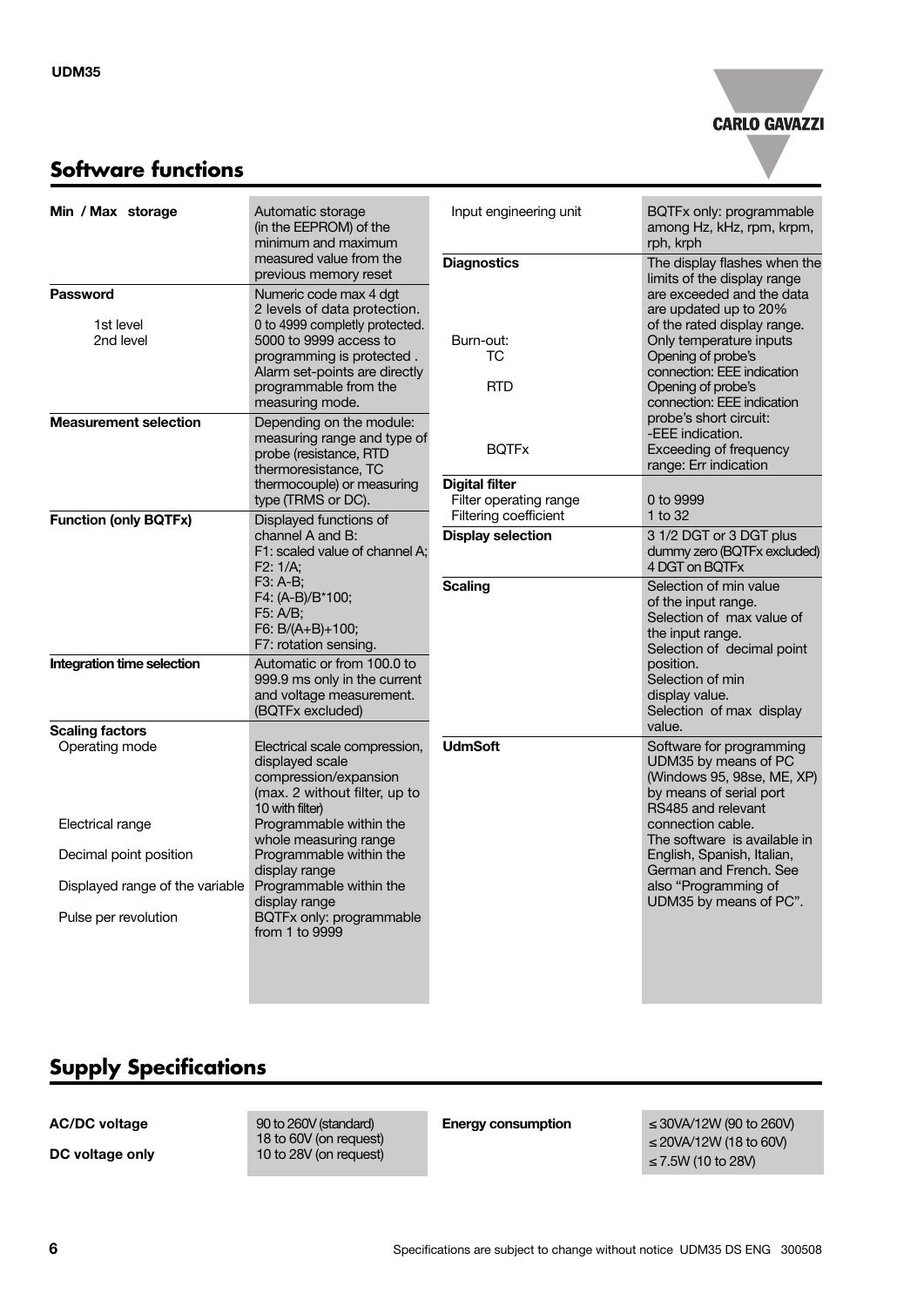## Software functions

| | |
|---|---|
| **Min / Max storage** | Automatic storage (in the EEPROM) of the minimum and maximum measured value from the previous memory reset |
| **Password** | Numeric code max 4 dgt 2 levels of data protection. |
| 1st level | 0 to 4999 completly protected. |
| 2nd level | 5000 to 9999 access to programming is protected . Alarm set-points are directly programmable from the measuring mode. |
| **Measurement selection** | Depending on the module: measuring range and type of probe (resistance, RTD thermoresistance, TC thermocouple) or measuring type (TRMS or DC). |
| **Function (only BQTFx)** | Displayed functions of channel A and B: F1: scaled value of channel A; F2: 1/A; F3: A-B; F4: (A-B)/B*100; F5: A/B; F6: B/(A+B)+100; F7: rotation sensing. |
| **Integration time selection** | Automatic or from 100.0 to 999.9 ms only in the current and voltage measurement. (BQTFx excluded) |
| **Scaling factors** | |
| Operating mode | Electrical scale compression, displayed scale compression/expansion (max. 2 without filter, up to 10 with filter) |
| Electrical range | Programmable within the whole measuring range |
| Decimal point position | Programmable within the display range |
| Displayed range of the variable | Programmable within the display range |
| Pulse per revolution | BQTFx only: programmable from 1 to 9999 |
| Input engineering unit | BQTFx only: programmable among Hz, kHz, rpm, krpm, rph, krph |
| **Diagnostics** | The display flashes when the limits of the display range are exceeded and the data are updated up to 20% of the rated display range. |
| Burn-out: | Only temperature inputs |
| TC | Opening of probe's connection: EEE indication |
| RTD | Opening of probe's connection: EEE indication probe's short circuit: -EEE indication. |
| BQTFx | Exceeding of frequency range: Err indication |
| **Digital filter** | |
| Filter operating range | 0 to 9999 |
| Filtering coefficient | 1 to 32 |
| **Display selection** | 3 1/2 DGT or 3 DGT plus dummy zero (BQTFx excluded) 4 DGT on BQTFx |
| **Scaling** | Selection of min value of the input range. Selection of max value of the input range. Selection of decimal point position. Selection of min display value. Selection of max display value. |
| **UdmSoft** | Software for programming UDM35 by means of PC (Windows 95, 98se, ME, XP) by means of serial port RS485 and relevant connection cable. The software is available in English, Spanish, Italian, German and French. See also "Programming of UDM35 by means of PC". |

## Supply Specifications

| | |
|---|---|
| **AC/DC voltage** | 90 to 260V (standard) 18 to 60V (on request) |
| **DC voltage only** | 10 to 28V (on request) |
| **Energy consumption** | ≤ 30VA/12W (90 to 260V) ≤ 20VA/12W (18 to 60V) ≤ 7.5W (10 to 28V) |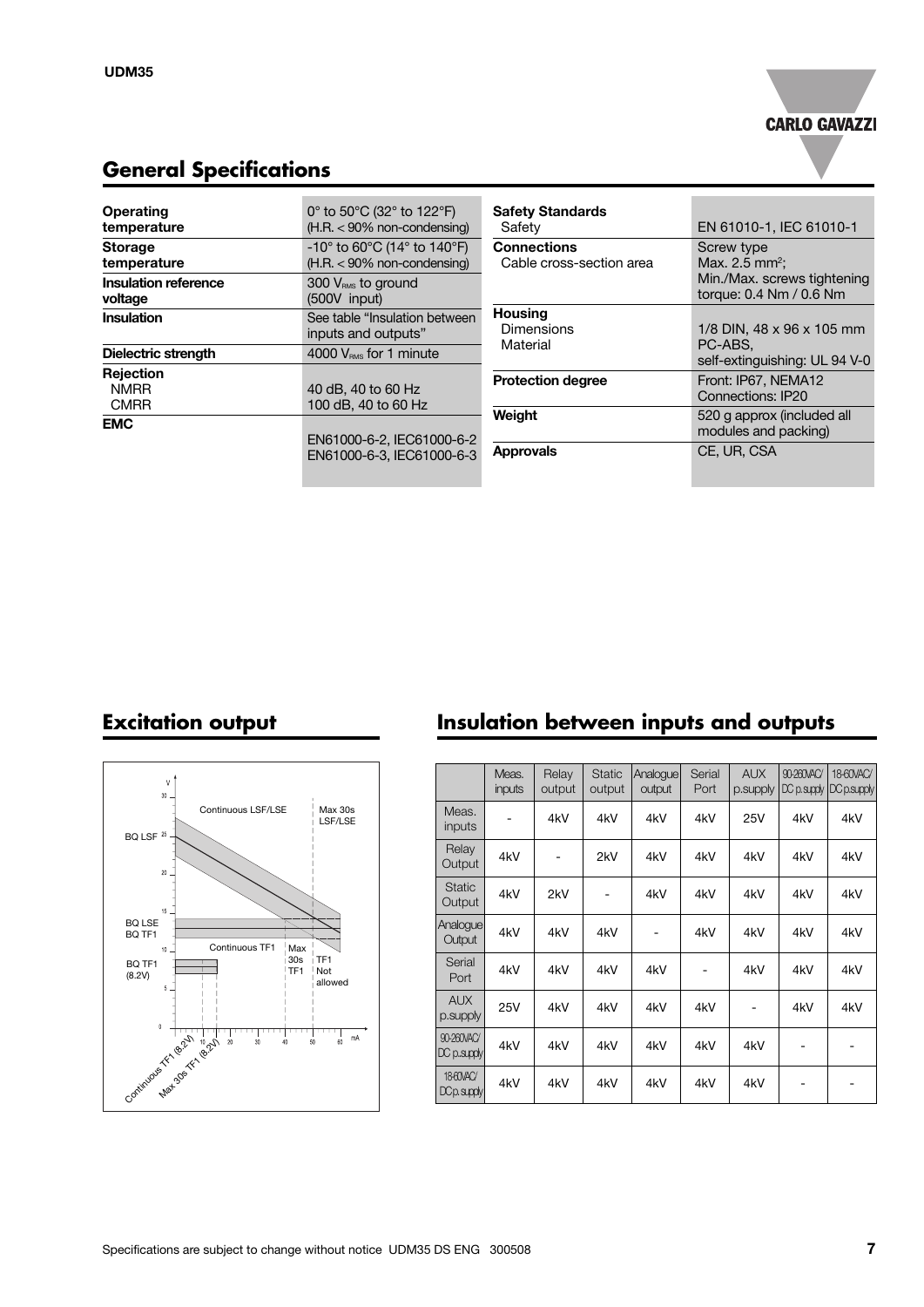## General Specifications

| | |
|---|---|
| **Operating temperature** | 0° to 50°C (32° to 122°F) (H.R. < 90% non-condensing) |
| **Storage temperature** | -10° to 60°C (14° to 140°F) (H.R. < 90% non-condensing) |
| **Insulation reference voltage** | 300 $V_{RMS}$ to ground (500V input) |
| **Insulation** | See table "Insulation between inputs and outputs" |
| **Dielectric strength** | 4000 $V_{RMS}$ for 1 minute |
| **Rejection** | |
| NMRR | 40 dB, 40 to 60 Hz |
| CMRR | 100 dB, 40 to 60 Hz |
| **EMC** | EN61000-6-2, IEC61000-6-2 EN61000-6-3, IEC61000-6-3 |

| | |
|---|---|
| **Safety Standards** | |
| Safety | EN 61010-1, IEC 61010-1 |
| **Connections** | Screw type |
| Cable cross-section area | Max. 2.5 mm²; Min./Max. screws tightening torque: 0.4 Nm / 0.6 Nm |
| **Housing** | |
| Dimensions | 1/8 DIN, 48 x 96 x 105 mm |
| Material | PC-ABS, self-extinguishing: UL 94 V-0 |
| **Protection degree** | Front: IP67, NEMA12 Connections: IP20 |
| **Weight** | 520 g approx (included all modules and packing) |
| **Approvals** | CE, UR, CSA |

## Excitation output

V
30
25
20
15
10
5
0
BQ LSF
BQ LSE
BQ TF1
BQ TF1 (8.2V)
Continuous LSF/LSE
Max 30s LSF/LSE
Continuous TF1
Max 30s TF1
TF1 Not allowed
10 20 30 40 50 60 mA
Continuous TF1 (8.2V)
Max 30s TF1 (8.2V)

## Insulation between inputs and outputs

| | Meas. inputs | Relay output | Static output | Analogue output | Serial Port | AUX p.supply | 90-260VAC/ DC p.supply | 18-60VAC/ DC p.supply |
|---|---|---|---|---|---|---|---|---|
| Meas. inputs | - | 4kV | 4kV | 4kV | 4kV | 25V | 4kV | 4kV |
| Relay Output | 4kV | - | 2kV | 4kV | 4kV | 4kV | 4kV | 4kV |
| Static Output | 4kV | 2kV | - | 4kV | 4kV | 4kV | 4kV | 4kV |
| Analogue Output | 4kV | 4kV | 4kV | - | 4kV | 4kV | 4kV | 4kV |
| Serial Port | 4kV | 4kV | 4kV | 4kV | - | 4kV | 4kV | 4kV |
| AUX p.supply | 25V | 4kV | 4kV | 4kV | 4kV | - | 4kV | 4kV |
| 90-260VAC/ DC p.supply | 4kV | 4kV | 4kV | 4kV | 4kV | 4kV | - | - |
| 18-60VAC/ DC p.supply | 4kV | 4kV | 4kV | 4kV | 4kV | 4kV | - | - |

Specifications are subject to change without notice UDM35 DS ENG 300508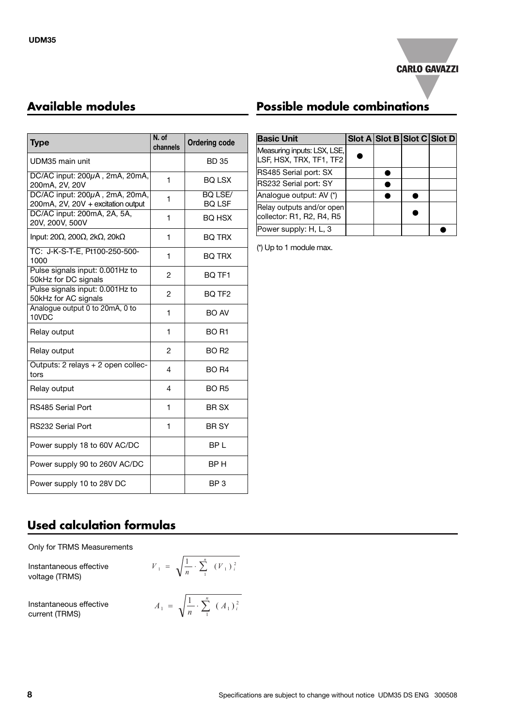## Available modules

| Type | N. of channels | Ordering code |
|---|---|---|
| UDM35 main unit | | BD 35 |
| DC/AC input: 200μA , 2mA, 20mA, 200mA, 2V, 20V | 1 | BQ LSX |
| DC/AC input: 200μA , 2mA, 20mA, 200mA, 2V, 20V + excitation output | 1 | BQ LSE/ BQ LSF |
| DC/AC input: 200mA, 2A, 5A, 20V, 200V, 500V | 1 | BQ HSX |
| Input: 20Ω, 200Ω, 2kΩ, 20kΩ | 1 | BQ TRX |
| TC: J-K-S-T-E, Pt100-250-500-1000 | 1 | BQ TRX |
| Pulse signals input: 0.001Hz to 50kHz for DC signals | 2 | BQ TF1 |
| Pulse signals input: 0.001Hz to 50kHz for AC signals | 2 | BQ TF2 |
| Analogue output 0 to 20mA, 0 to 10VDC | 1 | BO AV |
| Relay output | 1 | BO R1 |
| Relay output | 2 | BO R2 |
| Outputs: 2 relays + 2 open collectors | 4 | BO R4 |
| Relay output | 4 | BO R5 |
| RS485 Serial Port | 1 | BR SX |
| RS232 Serial Port | 1 | BR SY |
| Power supply 18 to 60V AC/DC | | BP L |
| Power supply 90 to 260V AC/DC | | BP H |
| Power supply 10 to 28V DC | | BP 3 |

## Possible module combinations

| Basic Unit | Slot A | Slot B | Slot C | Slot D |
|---|---|---|---|---|
| Measuring inputs: LSX, LSE, LSF, HSX, TRX, TF1, TF2 | ● | | | |
| RS485 Serial port: SX | | ● | | |
| RS232 Serial port: SY | | ● | | |
| Analogue output: AV (*) | | ● | ● | |
| Relay outputs and/or open collector: R1, R2, R4, R5 | | | ● | |
| Power supply: H, L, 3 | | | | ● |

(*) Up to 1 module max.

## Used calculation formulas

Only for TRMS Measurements

Instantaneous effective voltage (TRMS)

$$V_1 = \sqrt{\frac{1}{n} \cdot \sum_1^n (V_1)_i^2}$$

Instantaneous effective current (TRMS)

$$A_1 = \sqrt{\frac{1}{n} \cdot \sum_1^n (A_1)_i^2}$$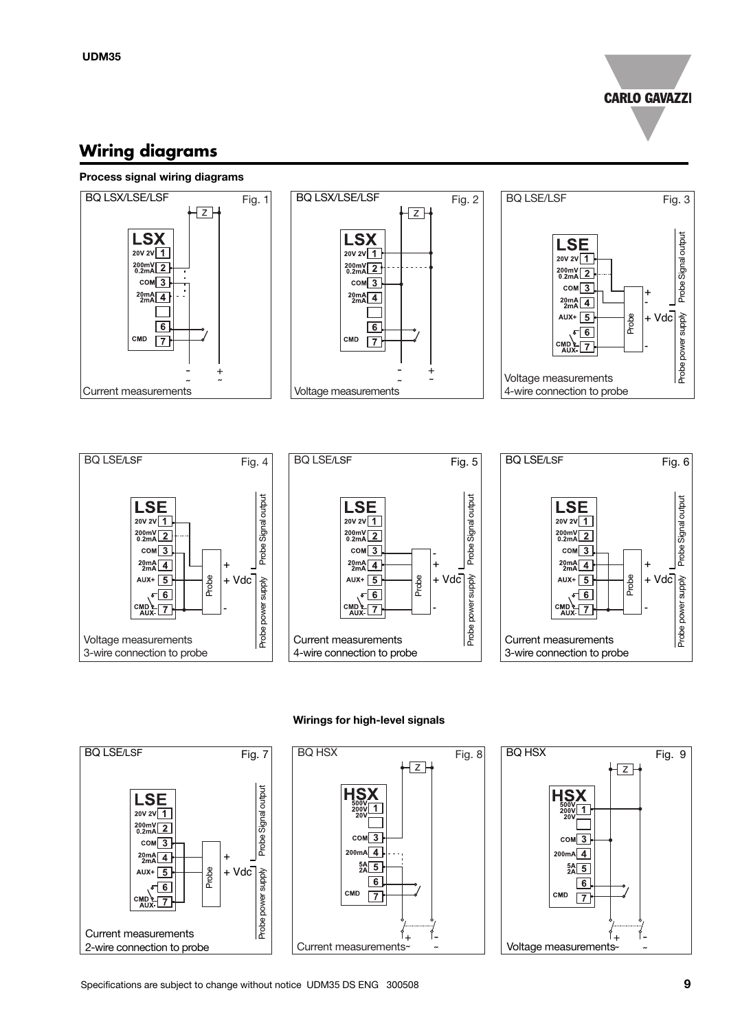## Wiring diagrams

### Process signal wiring diagrams

BQ LSX/LSE/LSF
Fig. 1
LSX
20V 2V 1
200mV 0.2mA 2
COM 3
20mA 2mA 4
6
CMD 7
Z
- ~
+ ~
Current measurements

BQ LSX/LSE/LSF
Fig. 2
LSX
20V 2V 1
200mV 0.2mA 2
COM 3
20mA 2mA 4
6
CMD 7
Z
- ~
+ ~
Voltage measurements

BQ LSE/LSF
Fig. 3
LSE
20V 2V 1
200mV 0.2mA 2
COM 3
20mA 2mA 4
AUX+ 5
6
CMD AUX- 7
Probe
+
-
+ Vdc
-
Probe Signal output
Probe power supply
Voltage measurements
4-wire connection to probe

BQ LSE/LSF
Fig. 4
LSE
20V 2V 1
200mV 0.2mA 2
COM 3
20mA 2mA 4
AUX+ 5
6
CMD AUX- 7
Probe
+
+ Vdc
-
Probe Signal output
Probe power supply
Voltage measurements
3-wire connection to probe

BQ LSE/LSF
Fig. 5
LSE
20V 2V 1
200mV 0.2mA 2
COM 3
20mA 2mA 4
AUX+ 5
6
CMD AUX- 7
Probe
-
+
+ Vdc
-
Probe Signal output
Probe power supply
Current measurements
4-wire connection to probe

BQ LSE/LSF
Fig. 6
LSE
20V 2V 1
200mV 0.2mA 2
COM 3
20mA 2mA 4
AUX+ 5
6
CMD AUX- 7
Probe
+
+ Vdc
-
Probe Signal output
Probe power supply
Current measurements
3-wire connection to probe

### Wirings for high-level signals

BQ LSE/LSF
Fig. 7
LSE
20V 2V 1
200mV 0.2mA 2
COM 3
20mA 2mA 4
AUX+ 5
6
CMD AUX- 7
Probe
+
+ Vdc
Probe Signal output
Probe power supply
Current measurements
2-wire connection to probe

BQ HSX
Fig. 8
HSX
500V 200V 20V 1
COM 3
200mA 4
5A 2A 5
6
CMD 7
Z
+ ~
- ~
Current measurements

BQ HSX
Fig. 9
HSX
500V 200V 20V 1
COM 3
200mA 4
5A 2A 5
6
CMD 7
Z
+ ~
- ~
Voltage measurements

Specifications are subject to change without notice UDM35 DS ENG 300508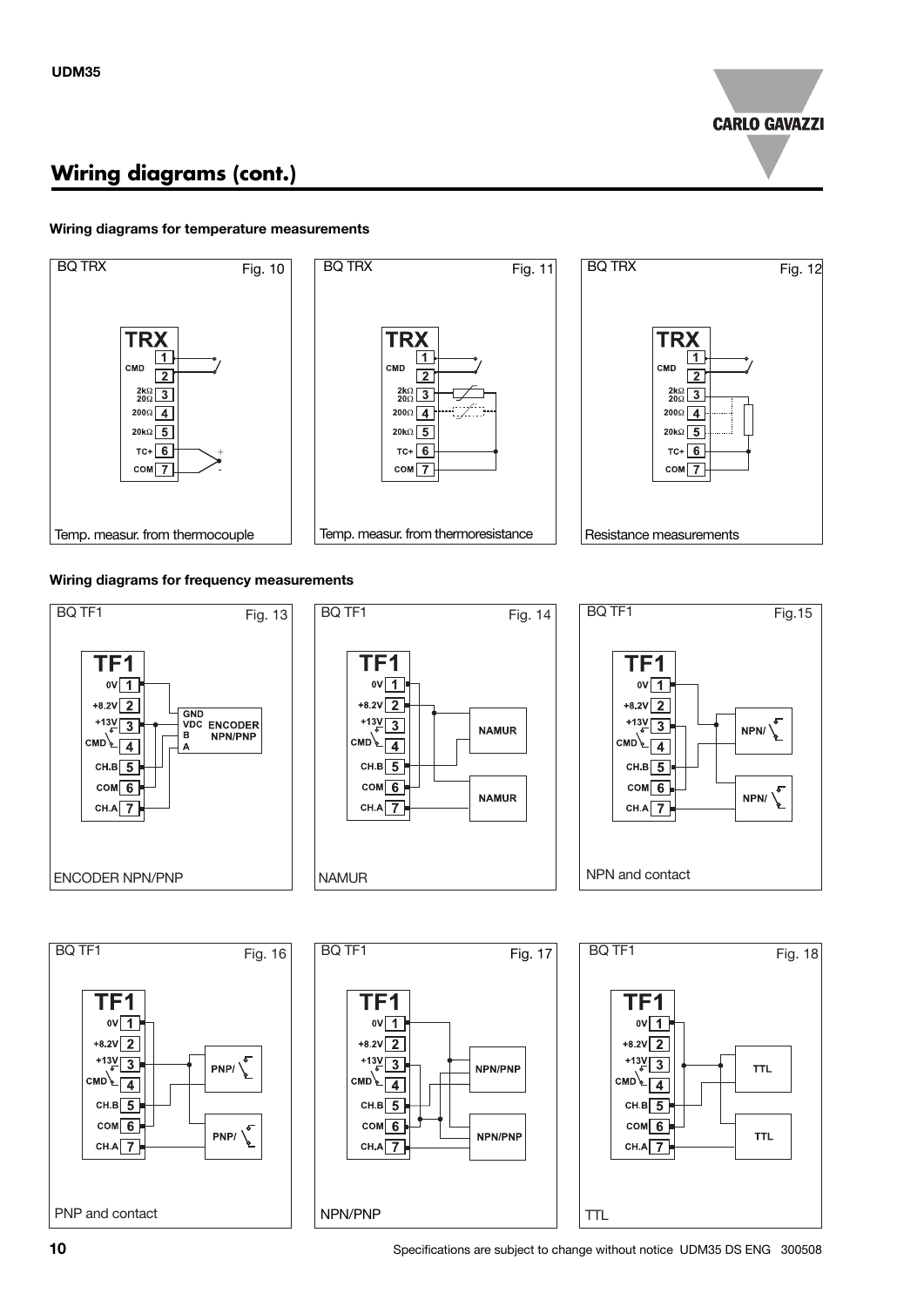## Wiring diagrams (cont.)

**Wiring diagrams for temperature measurements**

BQ TRX — Fig. 10

TRX
1
CMD
2
2kΩ 20Ω 3
200Ω 4
20kΩ 5
TC+ 6
COM 7
+
-

Temp. measur. from thermocouple

BQ TRX — Fig. 11

TRX
1
CMD
2
2kΩ 20Ω 3
200Ω 4
20kΩ 5
TC+ 6
COM 7

Temp. measur. from thermoresistance

BQ TRX — Fig. 12

TRX
1
CMD
2
2kΩ 20Ω 3
200Ω 4
20kΩ 5
TC+ 6
COM 7

Resistance measurements

**Wiring diagrams for frequency measurements**

BQ TF1 — Fig. 13

TF1
0V 1
+8.2V 2
+13V 3
CMD 4
CH.B 5
COM 6
CH.A 7
GND
VDC
B
A
ENCODER NPN/PNP

ENCODER NPN/PNP

BQ TF1 — Fig. 14

TF1
0V 1
+8.2V 2
+13V 3
CMD 4
CH.B 5
COM 6
CH.A 7
NAMUR
NAMUR

NAMUR

BQ TF1 — Fig.15

TF1
0V 1
+8.2V 2
+13V 3
CMD 4
CH.B 5
COM 6
CH.A 7
NPN/
NPN/

NPN and contact

BQ TF1 — Fig. 16

TF1
0V 1
+8.2V 2
+13V 3
CMD 4
CH.B 5
COM 6
CH.A 7
PNP/
PNP/

PNP and contact

BQ TF1 — Fig. 17

TF1
0V 1
+8.2V 2
+13V 3
CMD 4
CH.B 5
COM 6
CH.A 7
NPN/PNP
NPN/PNP

NPN/PNP

BQ TF1 — Fig. 18

TF1
0V 1
+8.2V 2
+13V 3
CMD 4
CH.B 5
COM 6
CH.A 7
TTL
TTL

TTL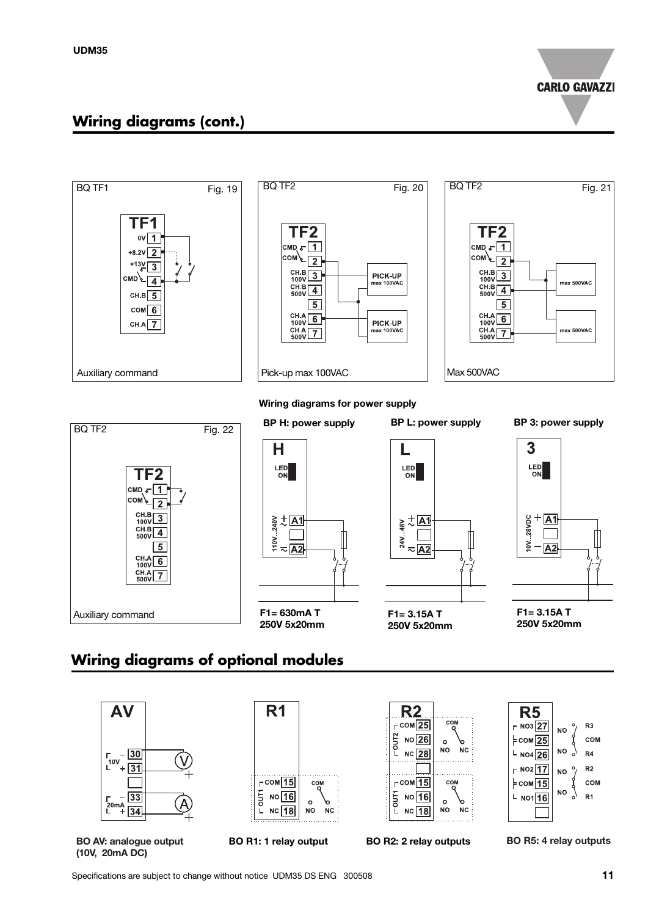## Wiring diagrams (cont.)

BQ TF1 Fig. 19

TF1
0V 1
+8.2V 2
+13V 3
CMD 4
CH.B 5
COM 6
CH.A 7

Auxiliary command

BQ TF2 Fig. 20

TF2
CMD 1
COM 2
CH.B 100V 3
CH.B 500V 4
5
CH.A 100V 6
CH.A 500V 7

PICK-UP max 100VAC
PICK-UP max 100VAC

Pick-up max 100VAC

BQ TF2 Fig. 21

TF2
CMD 1
COM 2
CH.B 100V 3
CH.B 500V 4
5
CH.A 100V 6
CH.A 500V 7

max 500VAC
max 500VAC

Max 500VAC

BQ TF2 Fig. 22

TF2
CMD 1
COM 2
CH.B 100V 3
CH.B 500V 4
5
CH.A 100V 6
CH.A 500V 7

Auxiliary command

**Wiring diagrams for power supply**

**BP H: power supply**

H
LED ON
110V...240V A1 A2

**F1= 630mA T 250V 5x20mm**

**BP L: power supply**

L
LED ON
24V...48V A1 A2

**F1= 3.15A T 250V 5x20mm**

**BP 3: power supply**

3
LED ON
10V...28VDC + A1 – A2

**F1= 3.15A T 250V 5x20mm**

## Wiring diagrams of optional modules

AV
10V – 30 + 31
20mA – 33 + 34
V A

**BO AV: analogue output (10V, 20mA DC)**

R1
OUT1 COM 15 NO 16 NC 18
COM NO NC

**BO R1: 1 relay output**

R2
OUT2 COM 25 NO 26 NC 28
OUT1 COM 15 NO 16 NC 18
COM NO NC

**BO R2: 2 relay outputs**

R5
NO3 27 COM 25 NO4 26
NO2 17 COM 15 NO1 16
R3 COM R4 R2 COM R1

**BO R5: 4 relay outputs**

Specifications are subject to change without notice UDM35 DS ENG 300508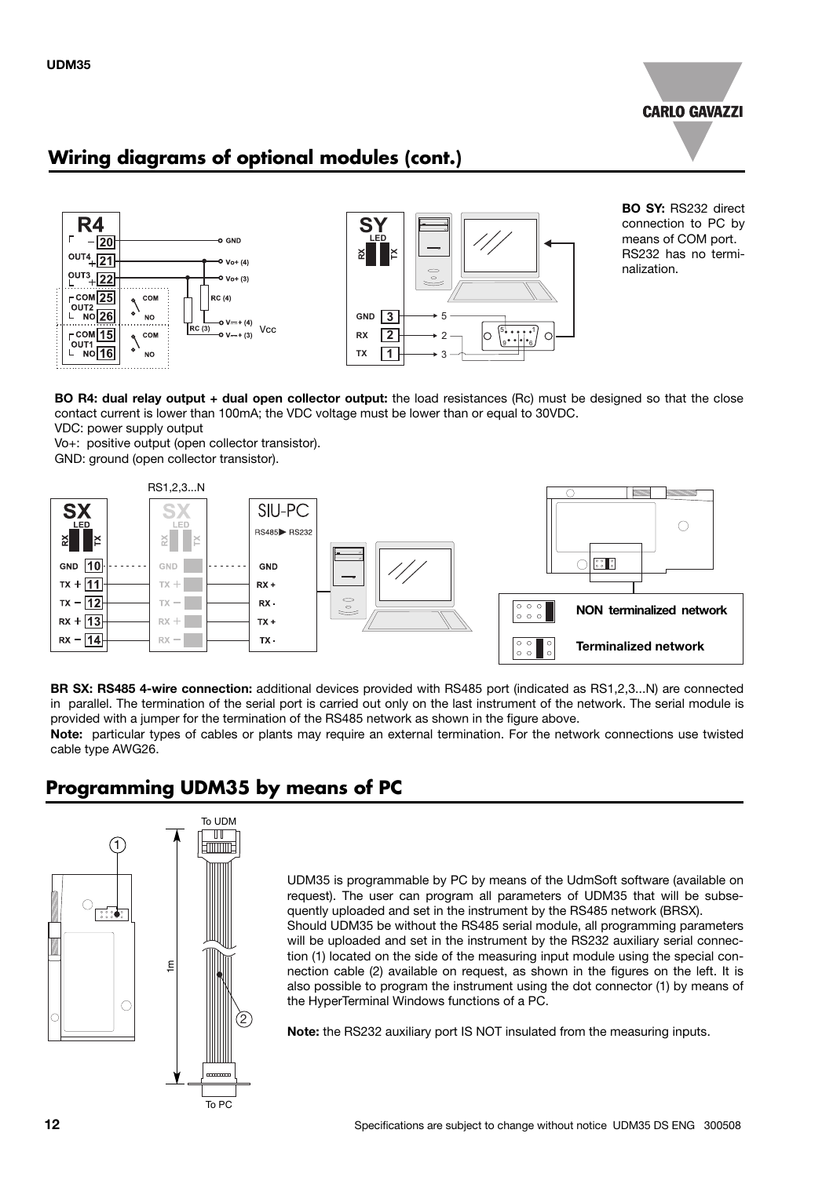## Wiring diagrams of optional modules (cont.)

**BO SY:** RS232 direct connection to PC by means of COM port. RS232 has no terminalization.

**BO R4: dual relay output + dual open collector output:** the load resistances (Rc) must be designed so that the close contact current is lower than 100mA; the VDC voltage must be lower than or equal to 30VDC.
VDC: power supply output
Vo+: positive output (open collector transistor).
GND: ground (open collector transistor).

**BR SX: RS485 4-wire connection:** additional devices provided with RS485 port (indicated as RS1,2,3...N) are connected in parallel. The termination of the serial port is carried out only on the last instrument of the network. The serial module is provided with a jumper for the termination of the RS485 network as shown in the figure above.
**Note:** particular types of cables or plants may require an external termination. For the network connections use twisted cable type AWG26.

## Programming UDM35 by means of PC

UDM35 is programmable by PC by means of the UdmSoft software (available on request). The user can program all parameters of UDM35 that will be subsequently uploaded and set in the instrument by the RS485 network (BRSX).
Should UDM35 be without the RS485 serial module, all programming parameters will be uploaded and set in the instrument by the RS232 auxiliary serial connection (1) located on the side of the measuring input module using the special connection cable (2) available on request, as shown in the figures on the left. It is also possible to program the instrument using the dot connector (1) by means of the HyperTerminal Windows functions of a PC.

**Note:** the RS232 auxiliary port IS NOT insulated from the measuring inputs.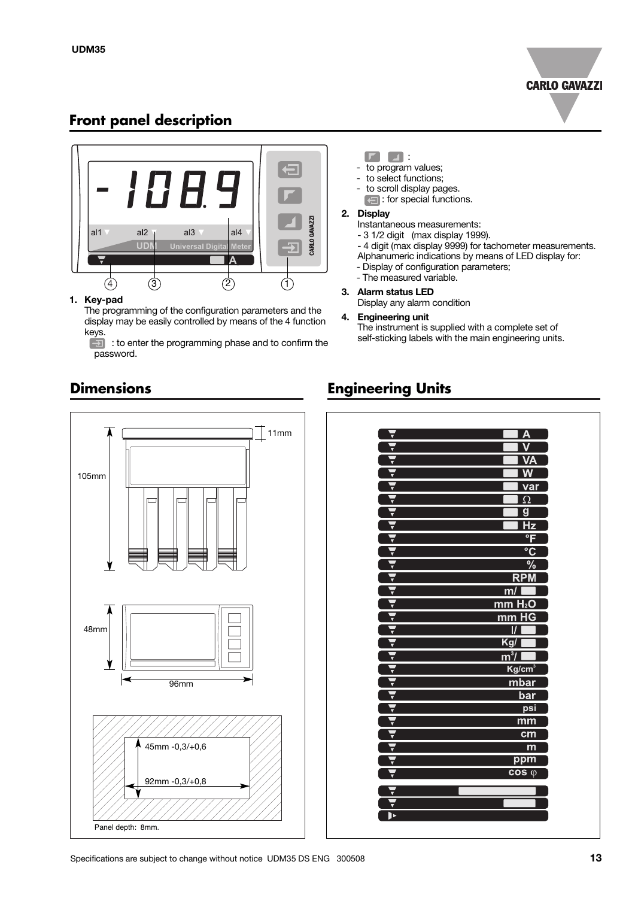## Front panel description

-1089

al1 al2 al3 al4

UDM Universal Digital Meter

A

CARLO GAVAZZI

4 3 2 1

1. **Key-pad**
   The programming of the configuration parameters and the display may be easily controlled by means of the 4 function keys.
   : to enter the programming phase and to confirm the password.

   :
   - to program values;
   - to select functions;
   - to scroll display pages.

   : for special functions.
2. **Display**
   Instantaneous measurements:
   - 3 1/2 digit (max display 1999).
   - 4 digit (max display 9999) for tachometer measurements.

   Alphanumeric indications by means of LED display for:
   - Display of configuration parameters;
   - The measured variable.
3. **Alarm status LED**
   Display any alarm condition
4. **Engineering unit**
   The instrument is supplied with a complete set of self-sticking labels with the main engineering units.

## Dimensions

11mm

105mm

48mm

96mm

45mm -0,3/+0,6

92mm -0,3/+0,8

Panel depth: 8mm.

## Engineering Units

A
V
VA
W
var
Ω
g
Hz
°F
°C
%
RPM
m/
mm $H_2O$
mm HG
l/
Kg/
$m^3$/
Kg/$cm^2$
mbar
bar
psi
mm
cm
m
ppm
cos φ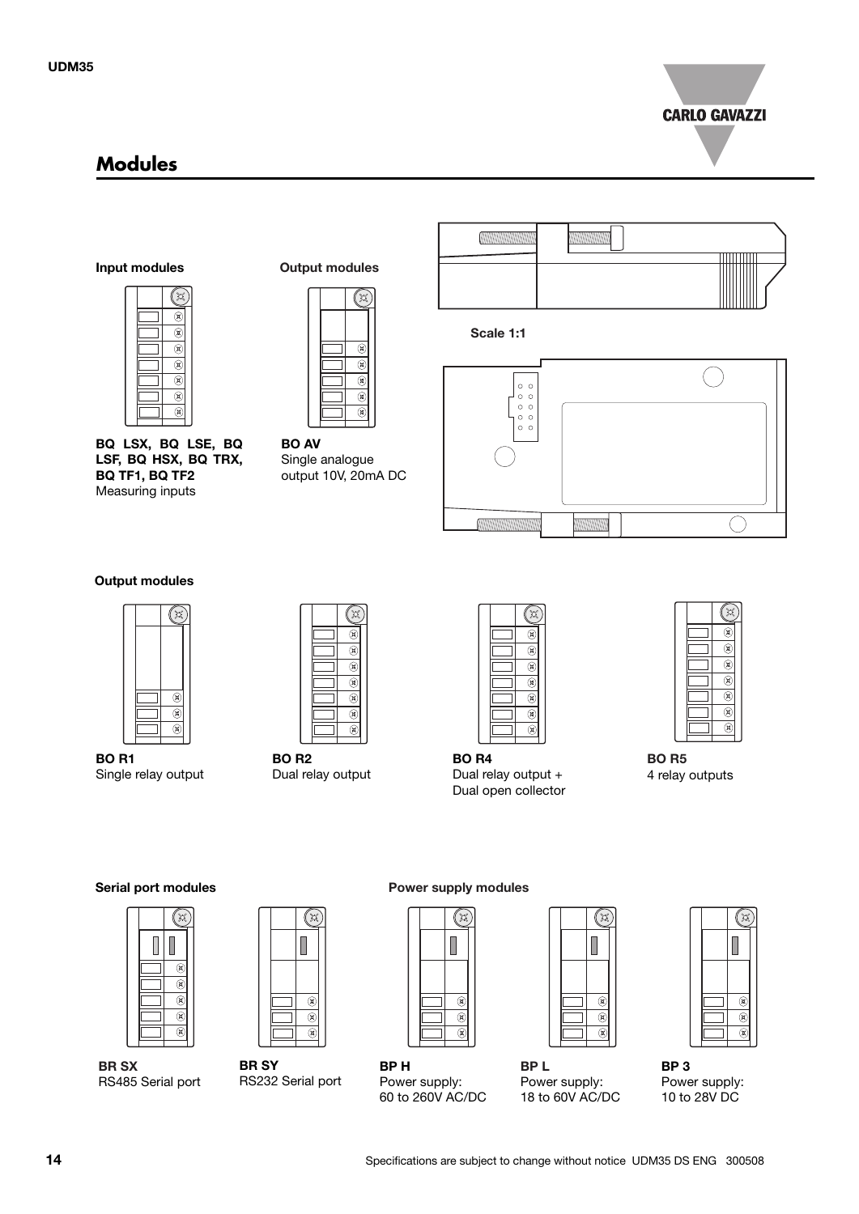## Modules

**Input modules**

**BQ LSX, BQ LSE, BQ LSF, BQ HSX, BQ TRX, BQ TF1, BQ TF2**
Measuring inputs

**Output modules**

**BO AV**
Single analogue output 10V, 20mA DC

Scale 1:1

**Output modules**

**BO R1**
Single relay output

**BO R2**
Dual relay output

**BO R4**
Dual relay output + Dual open collector

**BO R5**
4 relay outputs

**Serial port modules**

**BR SX**
RS485 Serial port

**BR SY**
RS232 Serial port

**Power supply modules**

**BP H**
Power supply:
60 to 260V AC/DC

**BP L**
Power supply:
18 to 60V AC/DC

**BP 3**
Power supply:
10 to 28V DC

Specifications are subject to change without notice UDM35 DS ENG 300508